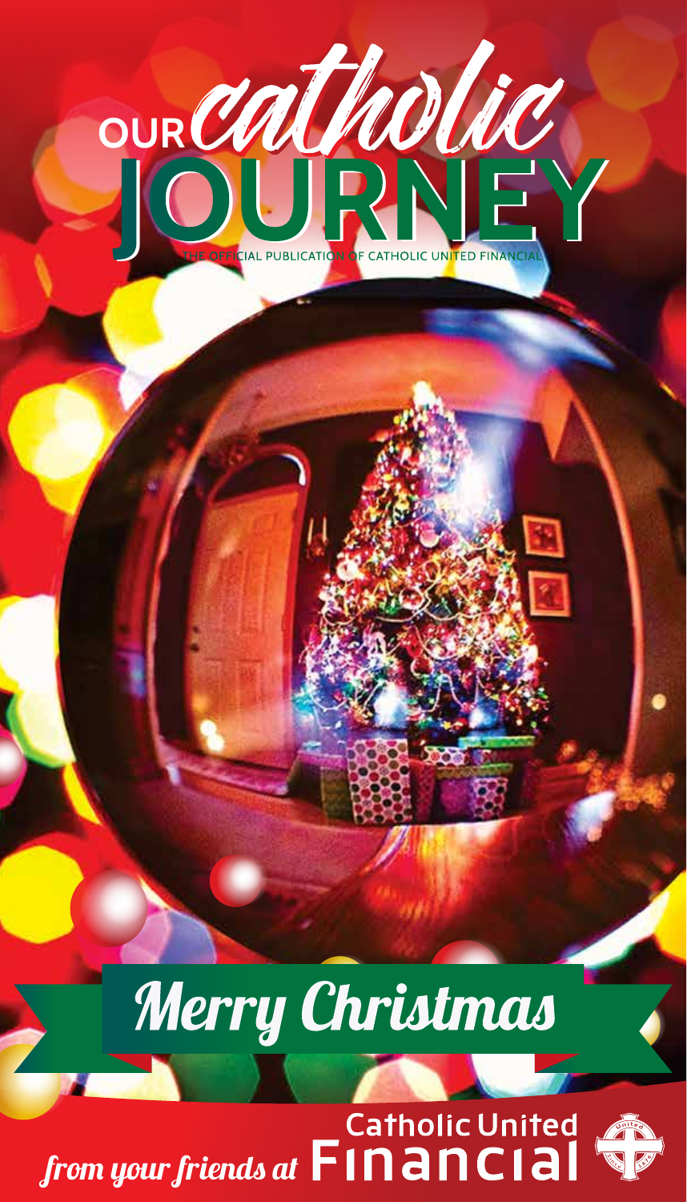# OUR *catholic* JOURNEY

THE OFFICIAL PUBLICATION OF CATHOLIC UNITED FINANCIAL

## *Merry Christmas*

*from your friends at* **Catholic United Financial**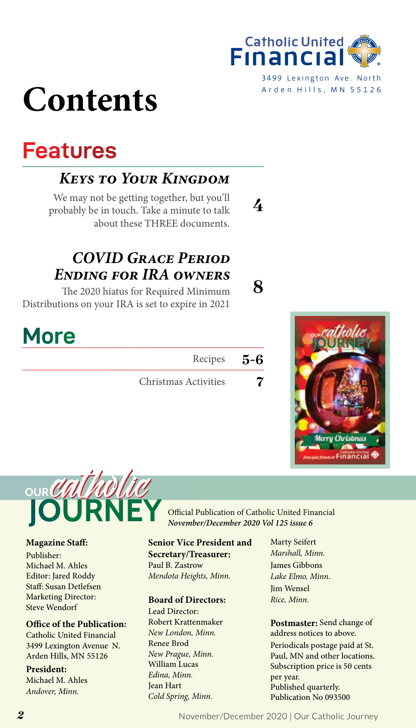Catholic United Financial

3499 Lexington Ave. North
Arden Hills, MN 55126

# Contents

## Features

### *Keys to Your Kingdom*

We may not be getting together, but you'll probably be in touch. Take a minute to talk about these THREE documents.

**4**

### *COVID Grace Period Ending for IRA owners*

The 2020 hiatus for Required Minimum Distributions on your IRA is set to expire in 2021

**8**

## More

Recipes **5-6**

Christmas Activities **7**

# OUR catholic JOURNEY

Official Publication of Catholic United Financial
***November/December 2020 Vol 125 issue 6***

**Magazine Staff:**
Publisher:
Michael M. Ahles
Editor: Jared Roddy
Staff: Susan Detlefsen
Marketing Director:
Steve Wendorf

**Office of the Publication:**
Catholic United Financial
3499 Lexington Avenue N.
Arden Hills, MN 55126

**President:**
Michael M. Ahles
*Andover, Minn.*

**Senior Vice President and Secretary/Treasurer:**
Paul B. Zastrow
*Mendota Heights, Minn.*

**Board of Directors:**
Lead Director:
Robert Krattenmaker
*New London, Minn.*
Renee Brod
*New Prague, Minn.*
William Lucas
*Edina, Minn.*
Jean Hart
*Cold Spring, Minn.*
Marty Seifert
*Marshall, Minn.*
James Gibbons
*Lake Elmo, Minn.*
Jim Wensel
*Rice, Minn.*

**Postmaster:** Send change of address notices to above.
Periodicals postage paid at St. Paul, MN and other locations.
Subscription price is 50 cents per year.
Published quarterly.
Publication No 093500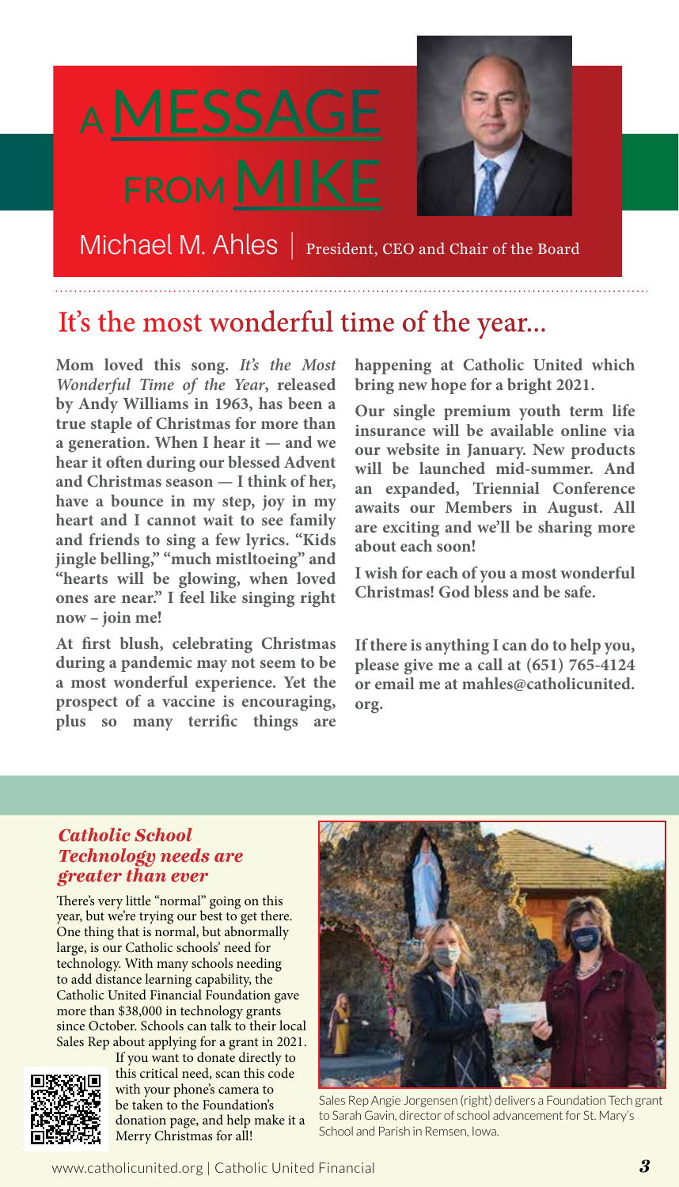# A MESSAGE FROM MIKE

Michael M. Ahles | President, CEO and Chair of the Board

## It's the most wonderful time of the year...

**Mom loved this song. *It's the Most Wonderful Time of the Year*, released by Andy Williams in 1963, has been a true staple of Christmas for more than a generation. When I hear it — and we hear it often during our blessed Advent and Christmas season — I think of her, have a bounce in my step, joy in my heart and I cannot wait to see family and friends to sing a few lyrics. "Kids jingle belling," "much mistltoeing" and "hearts will be glowing, when loved ones are near." I feel like singing right now – join me!**

**At first blush, celebrating Christmas during a pandemic may not seem to be a most wonderful experience. Yet the prospect of a vaccine is encouraging, plus so many terrific things are happening at Catholic United which bring new hope for a bright 2021.**

**Our single premium youth term life insurance will be available online via our website in January. New products will be launched mid-summer. And an expanded, Triennial Conference awaits our Members in August. All are exciting and we'll be sharing more about each soon!**

**I wish for each of you a most wonderful Christmas! God bless and be safe.**

**If there is anything I can do to help you, please give me a call at (651) 765-4124 or email me at mahles@catholicunited.org.**

### *Catholic School Technology needs are greater than ever*

There's very little "normal" going on this year, but we're trying our best to get there. One thing that is normal, but abnormally large, is our Catholic schools' need for technology. With many schools needing to add distance learning capability, the Catholic United Financial Foundation gave more than $38,000 in technology grants since October. Schools can talk to their local Sales Rep about applying for a grant in 2021.

If you want to donate directly to this critical need, scan this code with your phone's camera to be taken to the Foundation's donation page, and help make it a Merry Christmas for all!

Sales Rep Angie Jorgensen (right) delivers a Foundation Tech grant to Sarah Gavin, director of school advancement for St. Mary's School and Parish in Remsen, Iowa.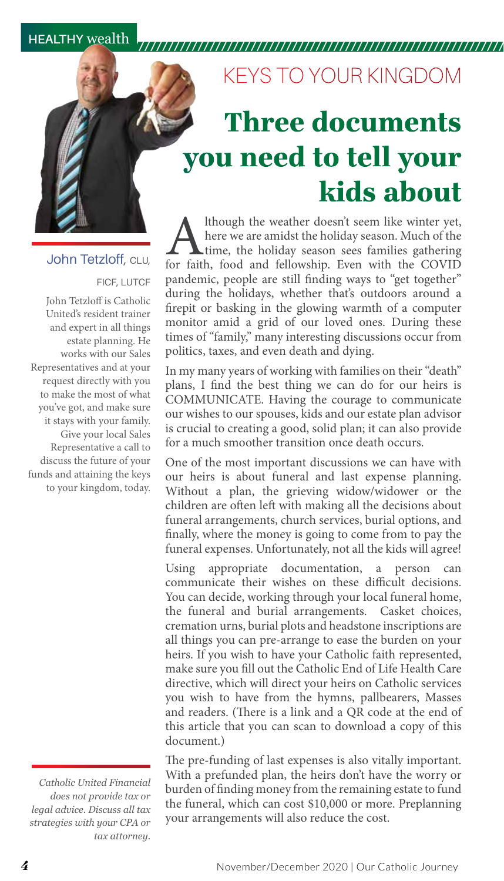HEALTHY wealth

KEYS TO YOUR KINGDOM

# Three documents you need to tell your kids about

John Tetzloff, CLU, FICF, LUTCF

John Tetzloff is Catholic United's resident trainer and expert in all things estate planning. He works with our Sales Representatives and at your request directly with you to make the most of what you've got, and make sure it stays with your family. Give your local Sales Representative a call to discuss the future of your funds and attaining the keys to your kingdom, today.

*Catholic United Financial does not provide tax or legal advice. Discuss all tax strategies with your CPA or tax attorney.*

Although the weather doesn't seem like winter yet, here we are amidst the holiday season. Much of the time, the holiday season sees families gathering for faith, food and fellowship. Even with the COVID pandemic, people are still finding ways to "get together" during the holidays, whether that's outdoors around a firepit or basking in the glowing warmth of a computer monitor amid a grid of our loved ones. During these times of "family," many interesting discussions occur from politics, taxes, and even death and dying.

In my many years of working with families on their "death" plans, I find the best thing we can do for our heirs is COMMUNICATE. Having the courage to communicate our wishes to our spouses, kids and our estate plan advisor is crucial to creating a good, solid plan; it can also provide for a much smoother transition once death occurs.

One of the most important discussions we can have with our heirs is about funeral and last expense planning. Without a plan, the grieving widow/widower or the children are often left with making all the decisions about funeral arrangements, church services, burial options, and finally, where the money is going to come from to pay the funeral expenses. Unfortunately, not all the kids will agree!

Using appropriate documentation, a person can communicate their wishes on these difficult decisions. You can decide, working through your local funeral home, the funeral and burial arrangements. Casket choices, cremation urns, burial plots and headstone inscriptions are all things you can pre-arrange to ease the burden on your heirs. If you wish to have your Catholic faith represented, make sure you fill out the Catholic End of Life Health Care directive, which will direct your heirs on Catholic services you wish to have from the hymns, pallbearers, Masses and readers. (There is a link and a QR code at the end of this article that you can scan to download a copy of this document.)

The pre-funding of last expenses is also vitally important. With a prefunded plan, the heirs don't have the worry or burden of finding money from the remaining estate to fund the funeral, which can cost $10,000 or more. Preplanning your arrangements will also reduce the cost.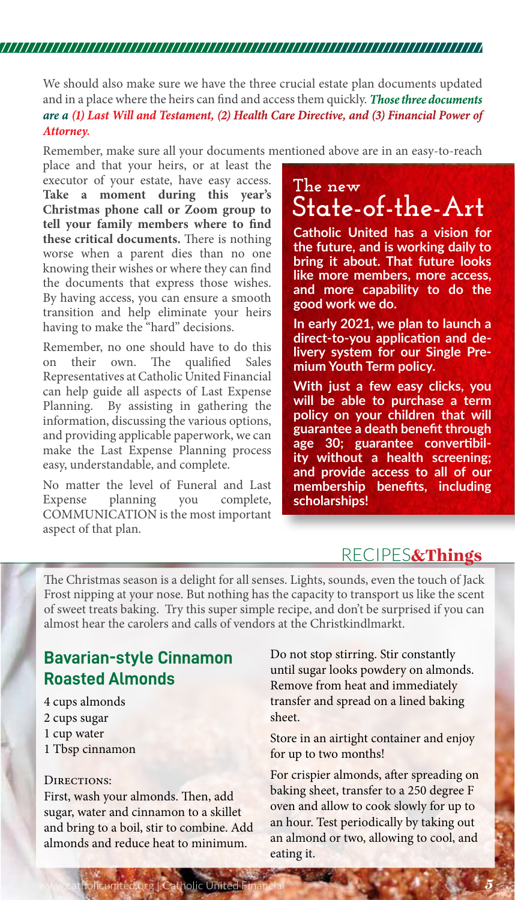We should also make sure we have the three crucial estate plan documents updated and in a place where the heirs can find and access them quickly. ***Those three documents are a (1) Last Will and Testament, (2) Health Care Directive, and (3) Financial Power of Attorney.***

Remember, make sure all your documents mentioned above are in an easy-to-reach place and that your heirs, or at least the executor of your estate, have easy access. **Take a moment during this year's Christmas phone call or Zoom group to tell your family members where to find these critical documents.** There is nothing worse when a parent dies than no one knowing their wishes or where they can find the documents that express those wishes. By having access, you can ensure a smooth transition and help eliminate your heirs having to make the "hard" decisions.

Remember, no one should have to do this on their own. The qualified Sales Representatives at Catholic United Financial can help guide all aspects of Last Expense Planning. By assisting in gathering the information, discussing the various options, and providing applicable paperwork, we can make the Last Expense Planning process easy, understandable, and complete.

No matter the level of Funeral and Last Expense planning you complete, COMMUNICATION is the most important aspect of that plan.

## The new State-of-the-Art

**Catholic United has a vision for the future, and is working daily to bring it about. That future looks like more members, more access, and more capability to do the good work we do.**

**In early 2021, we plan to launch a direct-to-you application and delivery system for our Single Premium Youth Term policy.**

**With just a few easy clicks, you will be able to purchase a term policy on your children that will guarantee a death benefit through age 30; guarantee convertibility without a health screening; and provide access to all of our membership benefits, including scholarships!**

## RECIPES&Things

The Christmas season is a delight for all senses. Lights, sounds, even the touch of Jack Frost nipping at your nose. But nothing has the capacity to transport us like the scent of sweet treats baking. Try this super simple recipe, and don't be surprised if you can almost hear the carolers and calls of vendors at the Christkindlmarkt.

### Bavarian-style Cinnamon Roasted Almonds

4 cups almonds
2 cups sugar
1 cup water
1 Tbsp cinnamon

Directions:

First, wash your almonds. Then, add sugar, water and cinnamon to a skillet and bring to a boil, stir to combine. Add almonds and reduce heat to minimum.

Do not stop stirring. Stir constantly until sugar looks powdery on almonds. Remove from heat and immediately transfer and spread on a lined baking sheet.

Store in an airtight container and enjoy for up to two months!

For crispier almonds, after spreading on baking sheet, transfer to a 250 degree F oven and allow to cook slowly for up to an hour. Test periodically by taking out an almond or two, allowing to cool, and eating it.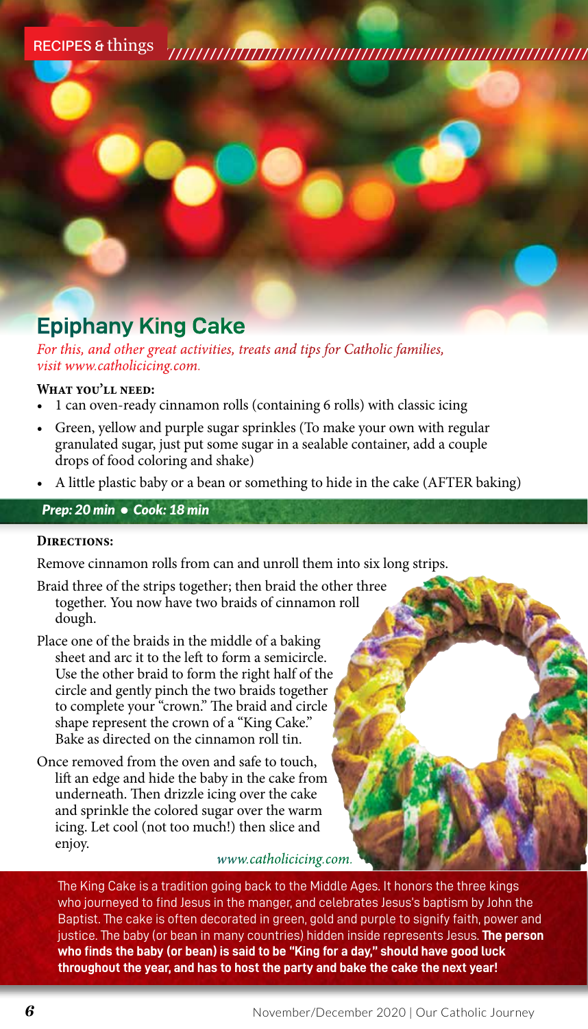# Epiphany King Cake

*For this, and other great activities, treats and tips for Catholic families, visit www.catholicicing.com.*

**What you'll need:**

- 1 can oven-ready cinnamon rolls (containing 6 rolls) with classic icing
- Green, yellow and purple sugar sprinkles (To make your own with regular granulated sugar, just put some sugar in a sealable container, add a couple drops of food coloring and shake)
- A little plastic baby or a bean or something to hide in the cake (AFTER baking)

***Prep: 20 min • Cook: 18 min***

**Directions:**

Remove cinnamon rolls from can and unroll them into six long strips.

Braid three of the strips together; then braid the other three together. You now have two braids of cinnamon roll dough.

Place one of the braids in the middle of a baking sheet and arc it to the left to form a semicircle. Use the other braid to form the right half of the circle and gently pinch the two braids together to complete your "crown." The braid and circle shape represent the crown of a "King Cake." Bake as directed on the cinnamon roll tin.

Once removed from the oven and safe to touch, lift an edge and hide the baby in the cake from underneath. Then drizzle icing over the cake and sprinkle the colored sugar over the warm icing. Let cool (not too much!) then slice and enjoy.

*www.catholicicing.com.*

The King Cake is a tradition going back to the Middle Ages. It honors the three kings who journeyed to find Jesus in the manger, and celebrates Jesus's baptism by John the Baptist. The cake is often decorated in green, gold and purple to signify faith, power and justice. The baby (or bean in many countries) hidden inside represents Jesus. **The person who finds the baby (or bean) is said to be "King for a day," should have good luck throughout the year, and has to host the party and bake the cake the next year!**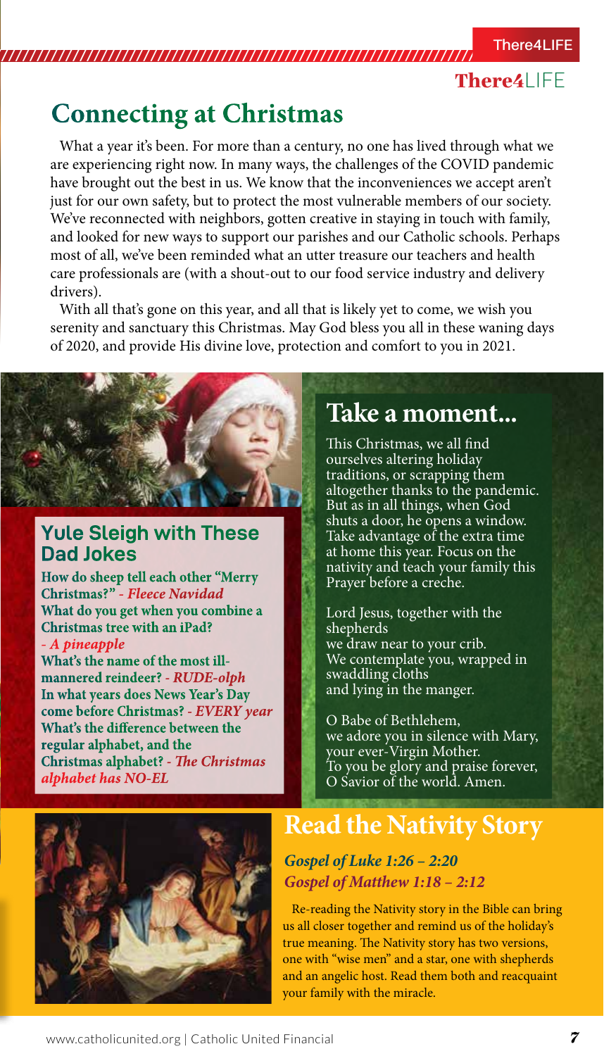# Connecting at Christmas

What a year it's been. For more than a century, no one has lived through what we are experiencing right now. In many ways, the challenges of the COVID pandemic have brought out the best in us. We know that the inconveniences we accept aren't just for our own safety, but to protect the most vulnerable members of our society. We've reconnected with neighbors, gotten creative in staying in touch with family, and looked for new ways to support our parishes and our Catholic schools. Perhaps most of all, we've been reminded what an utter treasure our teachers and health care professionals are (with a shout-out to our food service industry and delivery drivers).

With all that's gone on this year, and all that is likely yet to come, we wish you serenity and sanctuary this Christmas. May God bless you all in these waning days of 2020, and provide His divine love, protection and comfort to you in 2021.

## Yule Sleigh with These Dad Jokes

**How do sheep tell each other "Merry Christmas?"** - ***Fleece Navidad***

**What do you get when you combine a Christmas tree with an iPad?** ***- A pineapple***

**What's the name of the most ill-mannered reindeer?** - ***RUDE-olph***

**In what years does News Year's Day come before Christmas?** - ***EVERY year***

**What's the difference between the regular alphabet, and the Christmas alphabet?** - ***The Christmas alphabet has NO-EL***

## Take a moment...

This Christmas, we all find ourselves altering holiday traditions, or scrapping them altogether thanks to the pandemic. But as in all things, when God shuts a door, he opens a window. Take advantage of the extra time at home this year. Focus on the nativity and teach your family this Prayer before a creche.

Lord Jesus, together with the shepherds
we draw near to your crib.
We contemplate you, wrapped in swaddling cloths
and lying in the manger.

O Babe of Bethlehem,
we adore you in silence with Mary,
your ever-Virgin Mother.
To you be glory and praise forever,
O Savior of the world. Amen.

## Read the Nativity Story

***Gospel of Luke 1:26 – 2:20***
***Gospel of Matthew 1:18 – 2:12***

Re-reading the Nativity story in the Bible can bring us all closer together and remind us of the holiday's true meaning. The Nativity story has two versions, one with "wise men" and a star, one with shepherds and an angelic host. Read them both and reacquaint your family with the miracle.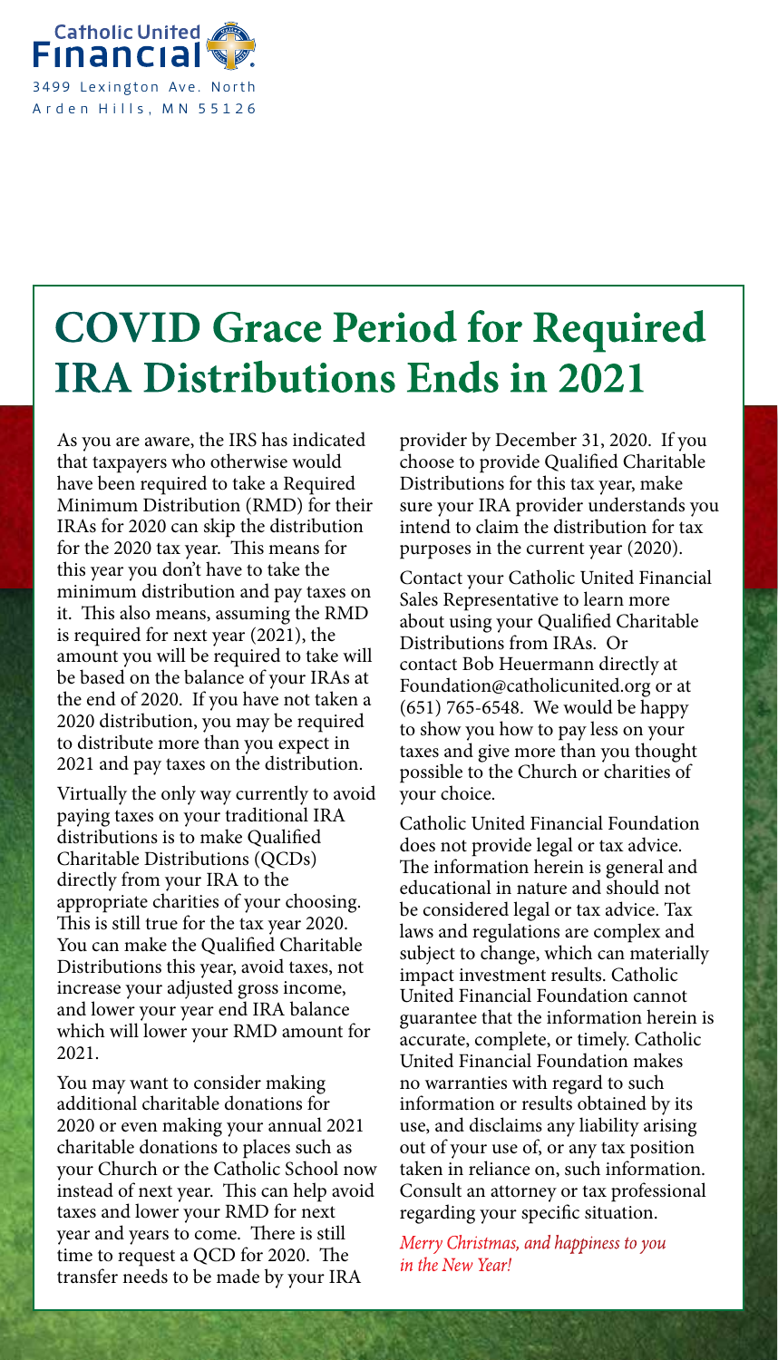Catholic United Financial
3499 Lexington Ave. North
Arden Hills, MN 55126

# COVID Grace Period for Required IRA Distributions Ends in 2021

As you are aware, the IRS has indicated that taxpayers who otherwise would have been required to take a Required Minimum Distribution (RMD) for their IRAs for 2020 can skip the distribution for the 2020 tax year. This means for this year you don't have to take the minimum distribution and pay taxes on it. This also means, assuming the RMD is required for next year (2021), the amount you will be required to take will be based on the balance of your IRAs at the end of 2020. If you have not taken a 2020 distribution, you may be required to distribute more than you expect in 2021 and pay taxes on the distribution.

Virtually the only way currently to avoid paying taxes on your traditional IRA distributions is to make Qualified Charitable Distributions (QCDs) directly from your IRA to the appropriate charities of your choosing. This is still true for the tax year 2020. You can make the Qualified Charitable Distributions this year, avoid taxes, not increase your adjusted gross income, and lower your year end IRA balance which will lower your RMD amount for 2021.

You may want to consider making additional charitable donations for 2020 or even making your annual 2021 charitable donations to places such as your Church or the Catholic School now instead of next year. This can help avoid taxes and lower your RMD for next year and years to come. There is still time to request a QCD for 2020. The transfer needs to be made by your IRA provider by December 31, 2020. If you choose to provide Qualified Charitable Distributions for this tax year, make sure your IRA provider understands you intend to claim the distribution for tax purposes in the current year (2020).

Contact your Catholic United Financial Sales Representative to learn more about using your Qualified Charitable Distributions from IRAs. Or contact Bob Heuermann directly at Foundation@catholicunited.org or at (651) 765-6548. We would be happy to show you how to pay less on your taxes and give more than you thought possible to the Church or charities of your choice.

Catholic United Financial Foundation does not provide legal or tax advice. The information herein is general and educational in nature and should not be considered legal or tax advice. Tax laws and regulations are complex and subject to change, which can materially impact investment results. Catholic United Financial Foundation cannot guarantee that the information herein is accurate, complete, or timely. Catholic United Financial Foundation makes no warranties with regard to such information or results obtained by its use, and disclaims any liability arising out of your use of, or any tax position taken in reliance on, such information. Consult an attorney or tax professional regarding your specific situation.

*Merry Christmas, and happiness to you in the New Year!*